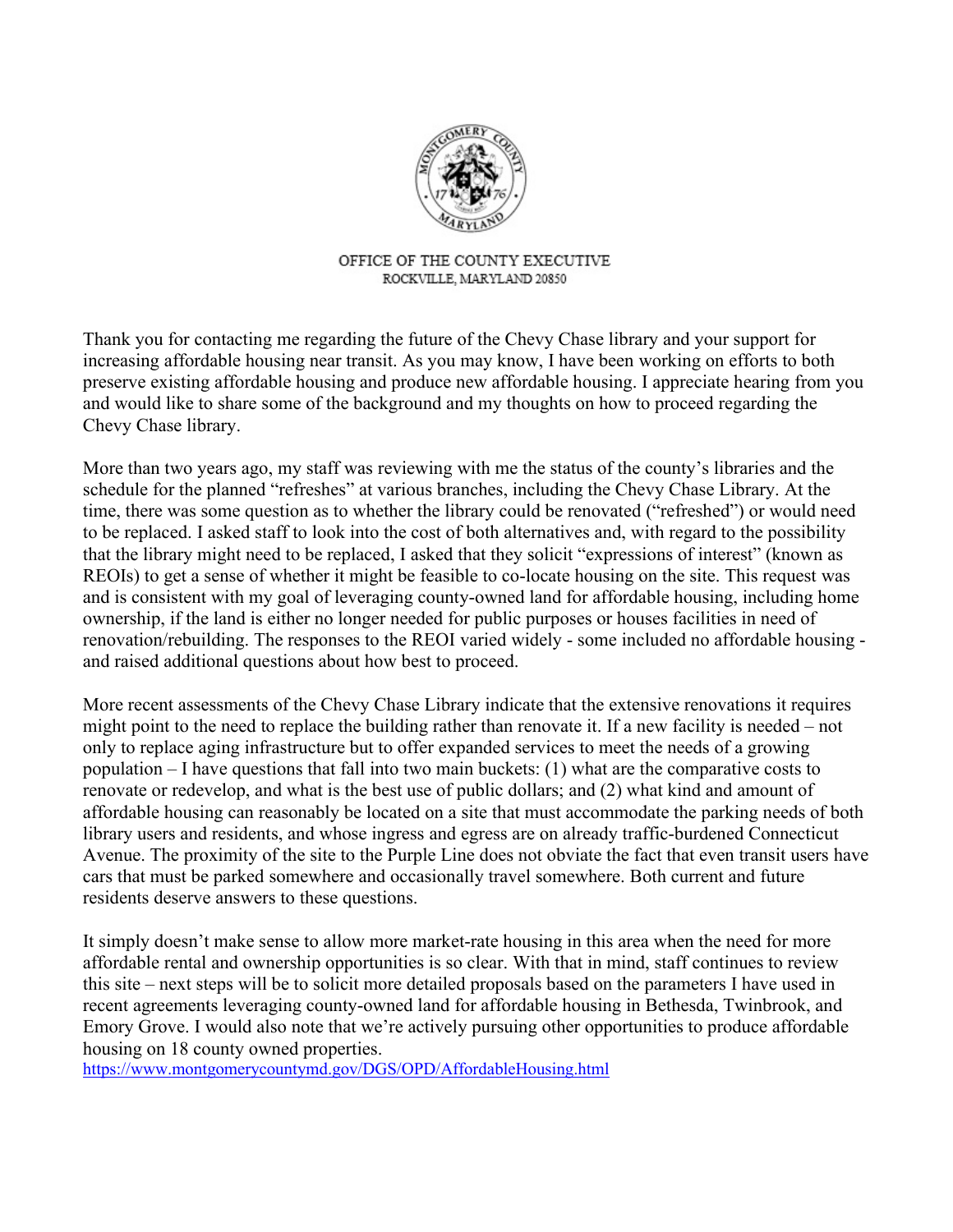OFFICE OF THE COUNTY EXECUTIVE
ROCKVILLE, MARYLAND 20850

Thank you for contacting me regarding the future of the Chevy Chase library and your support for increasing affordable housing near transit. As you may know, I have been working on efforts to both preserve existing affordable housing and produce new affordable housing. I appreciate hearing from you and would like to share some of the background and my thoughts on how to proceed regarding the Chevy Chase library.

More than two years ago, my staff was reviewing with me the status of the county's libraries and the schedule for the planned "refreshes" at various branches, including the Chevy Chase Library. At the time, there was some question as to whether the library could be renovated ("refreshed") or would need to be replaced. I asked staff to look into the cost of both alternatives and, with regard to the possibility that the library might need to be replaced, I asked that they solicit "expressions of interest" (known as REOIs) to get a sense of whether it might be feasible to co-locate housing on the site. This request was and is consistent with my goal of leveraging county-owned land for affordable housing, including home ownership, if the land is either no longer needed for public purposes or houses facilities in need of renovation/rebuilding. The responses to the REOI varied widely - some included no affordable housing - and raised additional questions about how best to proceed.

More recent assessments of the Chevy Chase Library indicate that the extensive renovations it requires might point to the need to replace the building rather than renovate it. If a new facility is needed – not only to replace aging infrastructure but to offer expanded services to meet the needs of a growing population – I have questions that fall into two main buckets: (1) what are the comparative costs to renovate or redevelop, and what is the best use of public dollars; and (2) what kind and amount of affordable housing can reasonably be located on a site that must accommodate the parking needs of both library users and residents, and whose ingress and egress are on already traffic-burdened Connecticut Avenue. The proximity of the site to the Purple Line does not obviate the fact that even transit users have cars that must be parked somewhere and occasionally travel somewhere. Both current and future residents deserve answers to these questions.

It simply doesn't make sense to allow more market-rate housing in this area when the need for more affordable rental and ownership opportunities is so clear. With that in mind, staff continues to review this site – next steps will be to solicit more detailed proposals based on the parameters I have used in recent agreements leveraging county-owned land for affordable housing in Bethesda, Twinbrook, and Emory Grove. I would also note that we're actively pursuing other opportunities to produce affordable housing on 18 county owned properties.
https://www.montgomerycountymd.gov/DGS/OPD/AffordableHousing.html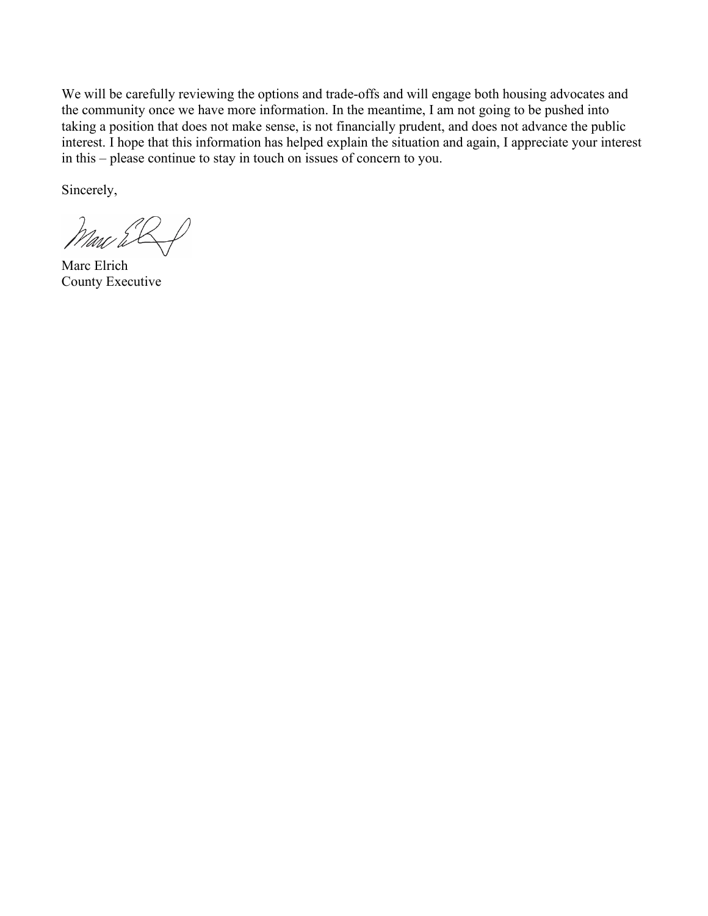We will be carefully reviewing the options and trade-offs and will engage both housing advocates and the community once we have more information. In the meantime, I am not going to be pushed into taking a position that does not make sense, is not financially prudent, and does not advance the public interest. I hope that this information has helped explain the situation and again, I appreciate your interest in this – please continue to stay in touch on issues of concern to you.

Sincerely,

Marc Elrich
County Executive